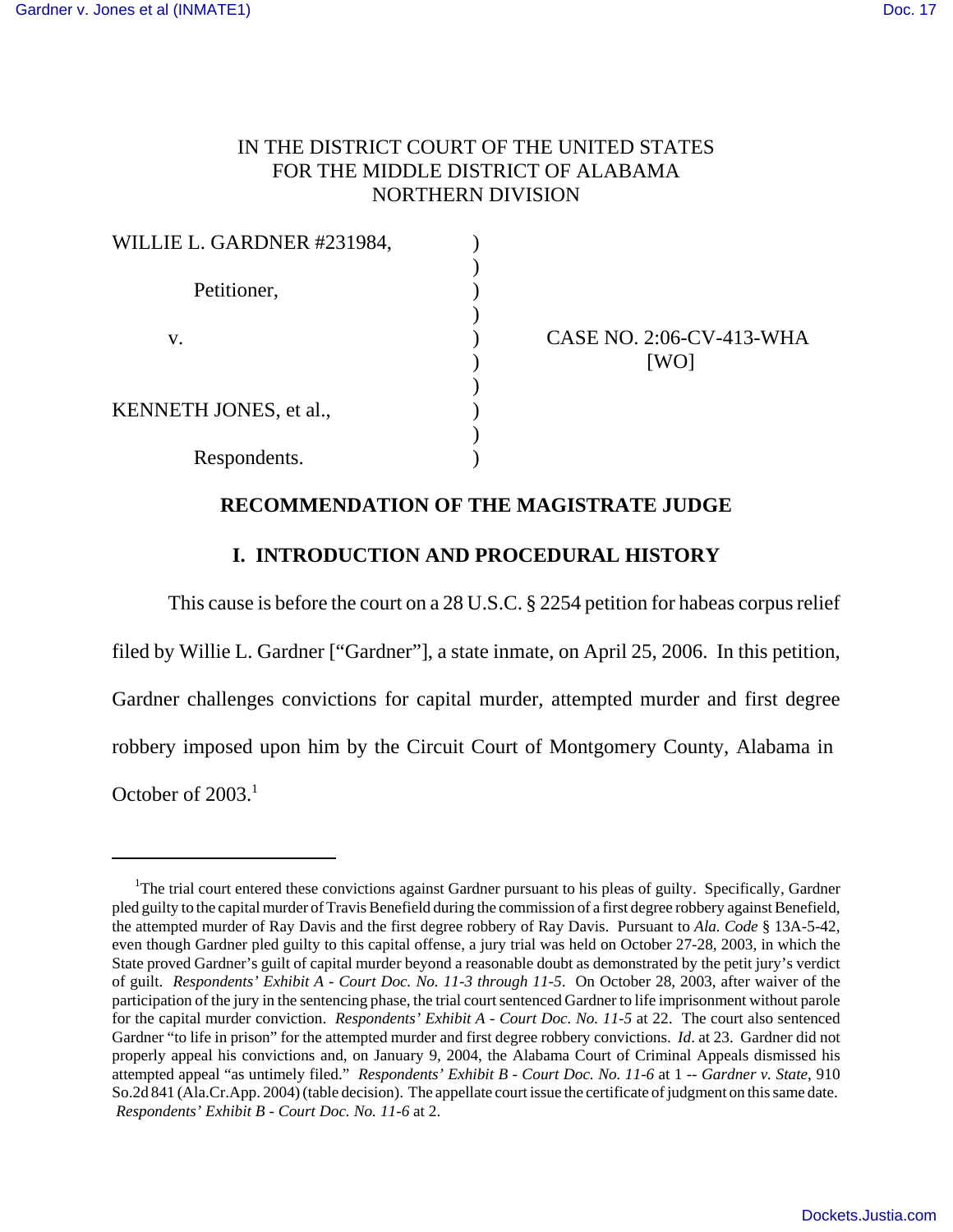IN THE DISTRICT COURT OF THE UNITED STATES
FOR THE MIDDLE DISTRICT OF ALABAMA
NORTHERN DIVISION

| | | |
|---|---|---|
| WILLIE L. GARDNER #231984, | ) | |
| Petitioner, | ) | |
| v. | ) | CASE NO. 2:06-CV-413-WHA [WO] |
| KENNETH JONES, et al., | ) | |
| Respondents. | ) | |

## RECOMMENDATION OF THE MAGISTRATE JUDGE

### I. INTRODUCTION AND PROCEDURAL HISTORY

This cause is before the court on a 28 U.S.C. § 2254 petition for habeas corpus relief filed by Willie L. Gardner ["Gardner"], a state inmate, on April 25, 2006. In this petition, Gardner challenges convictions for capital murder, attempted murder and first degree robbery imposed upon him by the Circuit Court of Montgomery County, Alabama in October of 2003.[1]

---

[1]The trial court entered these convictions against Gardner pursuant to his pleas of guilty. Specifically, Gardner pled guilty to the capital murder of Travis Benefield during the commission of a first degree robbery against Benefield, the attempted murder of Ray Davis and the first degree robbery of Ray Davis. Pursuant to *Ala. Code* § 13A-5-42, even though Gardner pled guilty to this capital offense, a jury trial was held on October 27-28, 2003, in which the State proved Gardner's guilt of capital murder beyond a reasonable doubt as demonstrated by the petit jury's verdict of guilt. *Respondents' Exhibit A - Court Doc. No. 11-3 through 11-5*. On October 28, 2003, after waiver of the participation of the jury in the sentencing phase, the trial court sentenced Gardner to life imprisonment without parole for the capital murder conviction. *Respondents' Exhibit A - Court Doc. No. 11-5* at 22. The court also sentenced Gardner "to life in prison" for the attempted murder and first degree robbery convictions. *Id*. at 23. Gardner did not properly appeal his convictions and, on January 9, 2004, the Alabama Court of Criminal Appeals dismissed his attempted appeal "as untimely filed." *Respondents' Exhibit B - Court Doc. No. 11-6* at 1 -- *Gardner v. State*, 910 So.2d 841 (Ala.Cr.App. 2004) (table decision). The appellate court issue the certificate of judgment on this same date. *Respondents' Exhibit B - Court Doc. No. 11-6* at 2.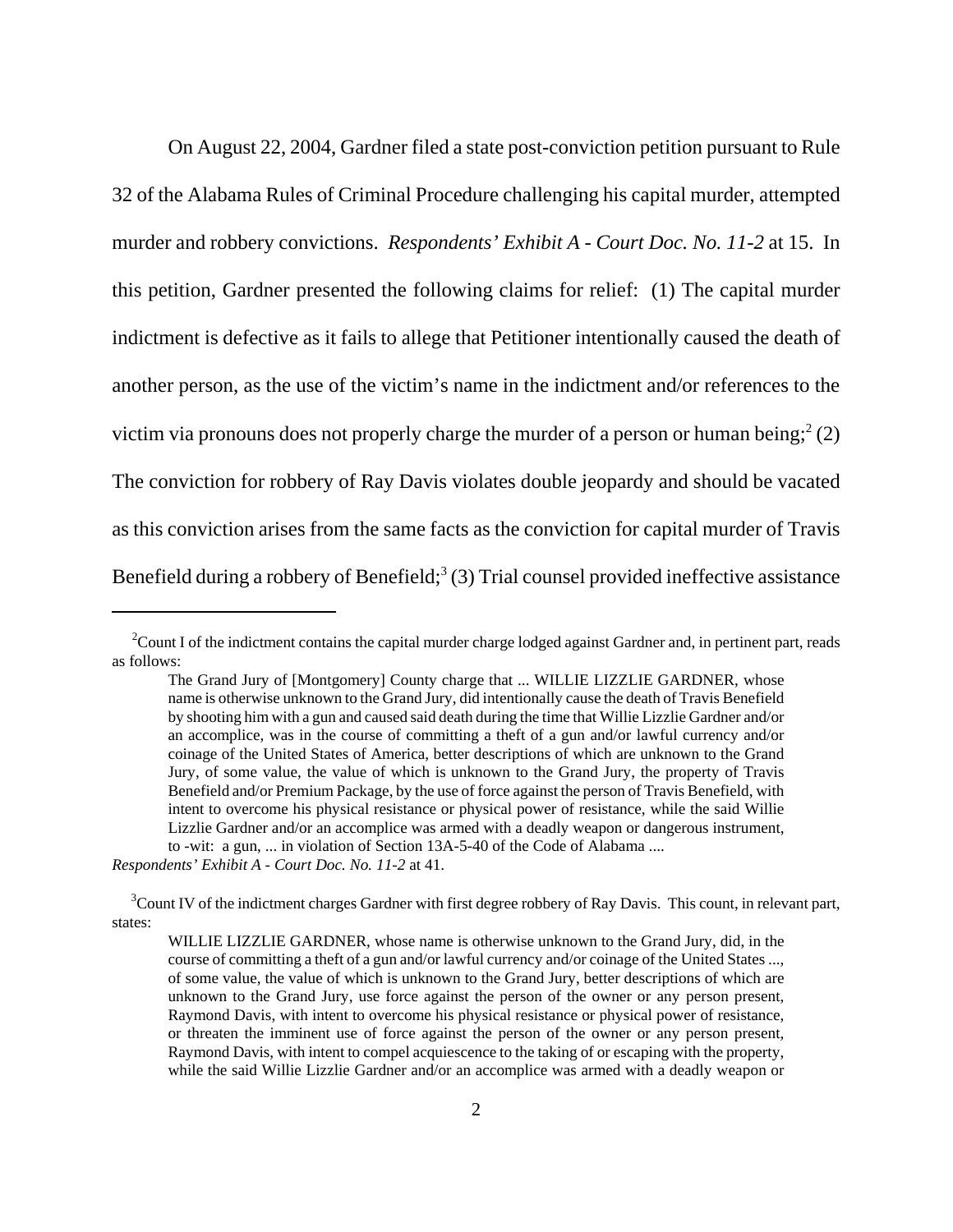On August 22, 2004, Gardner filed a state post-conviction petition pursuant to Rule 32 of the Alabama Rules of Criminal Procedure challenging his capital murder, attempted murder and robbery convictions. *Respondents' Exhibit A - Court Doc. No. 11-2* at 15. In this petition, Gardner presented the following claims for relief: (1) The capital murder indictment is defective as it fails to allege that Petitioner intentionally caused the death of another person, as the use of the victim's name in the indictment and/or references to the victim via pronouns does not properly charge the murder of a person or human being;[2] (2) The conviction for robbery of Ray Davis violates double jeopardy and should be vacated as this conviction arises from the same facts as the conviction for capital murder of Travis Benefield during a robbery of Benefield;[3] (3) Trial counsel provided ineffective assistance

---

[2]Count I of the indictment contains the capital murder charge lodged against Gardner and, in pertinent part, reads as follows:

> The Grand Jury of [Montgomery] County charge that ... WILLIE LIZZLIE GARDNER, whose name is otherwise unknown to the Grand Jury, did intentionally cause the death of Travis Benefield by shooting him with a gun and caused said death during the time that Willie Lizzlie Gardner and/or an accomplice, was in the course of committing a theft of a gun and/or lawful currency and/or coinage of the United States of America, better descriptions of which are unknown to the Grand Jury, of some value, the value of which is unknown to the Grand Jury, the property of Travis Benefield and/or Premium Package, by the use of force against the person of Travis Benefield, with intent to overcome his physical resistance or physical power of resistance, while the said Willie Lizzlie Gardner and/or an accomplice was armed with a deadly weapon or dangerous instrument, to -wit: a gun, ... in violation of Section 13A-5-40 of the Code of Alabama ....

*Respondents' Exhibit A - Court Doc. No. 11-2* at 41.

[3]Count IV of the indictment charges Gardner with first degree robbery of Ray Davis. This count, in relevant part, states:

> WILLIE LIZZLIE GARDNER, whose name is otherwise unknown to the Grand Jury, did, in the course of committing a theft of a gun and/or lawful currency and/or coinage of the United States ..., of some value, the value of which is unknown to the Grand Jury, better descriptions of which are unknown to the Grand Jury, use force against the person of the owner or any person present, Raymond Davis, with intent to overcome his physical resistance or physical power of resistance, or threaten the imminent use of force against the person of the owner or any person present, Raymond Davis, with intent to compel acquiescence to the taking of or escaping with the property, while the said Willie Lizzlie Gardner and/or an accomplice was armed with a deadly weapon or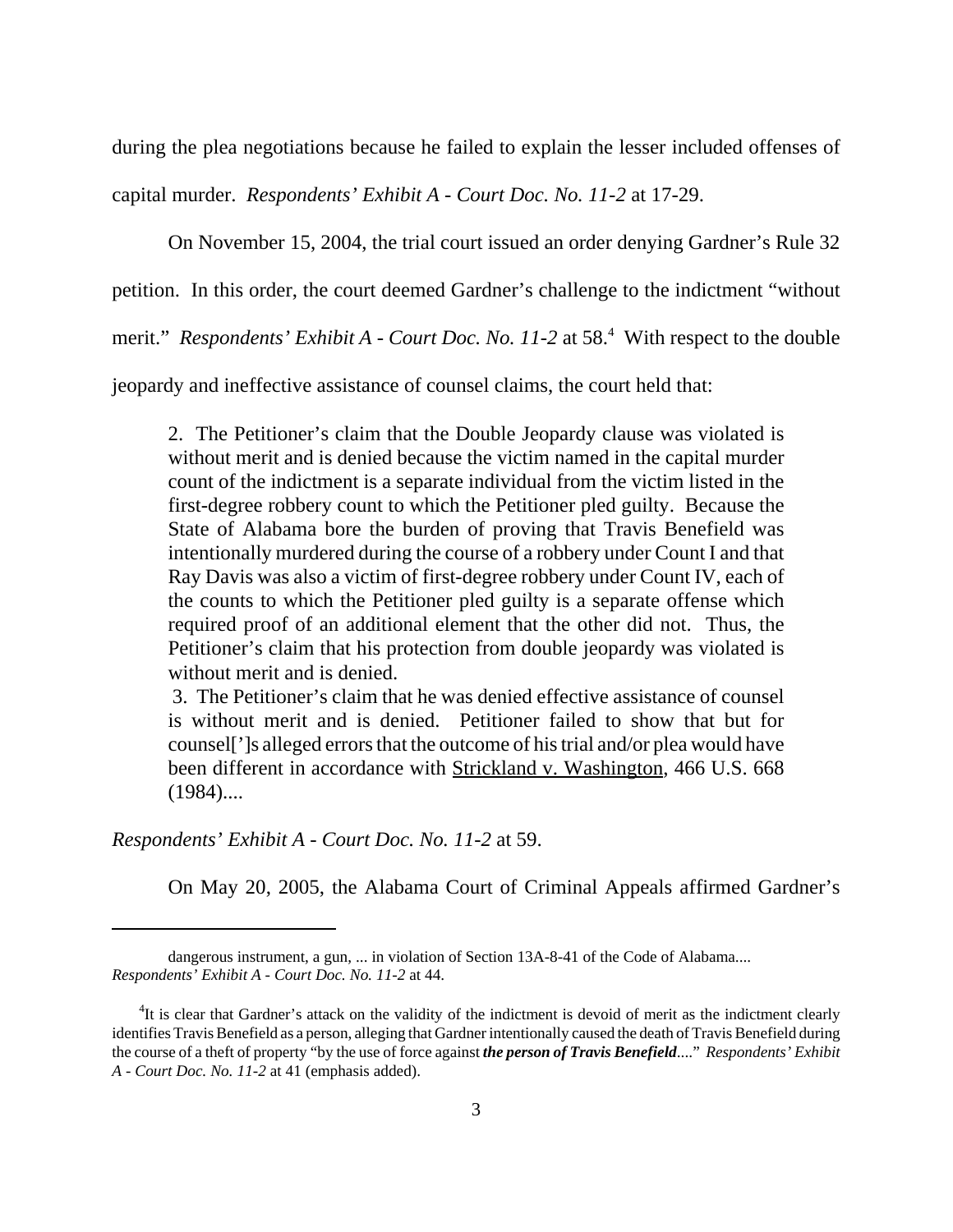during the plea negotiations because he failed to explain the lesser included offenses of capital murder. *Respondents' Exhibit A - Court Doc. No. 11-2* at 17-29.

On November 15, 2004, the trial court issued an order denying Gardner's Rule 32 petition. In this order, the court deemed Gardner's challenge to the indictment "without merit." *Respondents' Exhibit A - Court Doc. No. 11-2* at 58.[4] With respect to the double jeopardy and ineffective assistance of counsel claims, the court held that:

> 2. The Petitioner's claim that the Double Jeopardy clause was violated is without merit and is denied because the victim named in the capital murder count of the indictment is a separate individual from the victim listed in the first-degree robbery count to which the Petitioner pled guilty. Because the State of Alabama bore the burden of proving that Travis Benefield was intentionally murdered during the course of a robbery under Count I and that Ray Davis was also a victim of first-degree robbery under Count IV, each of the counts to which the Petitioner pled guilty is a separate offense which required proof of an additional element that the other did not. Thus, the Petitioner's claim that his protection from double jeopardy was violated is without merit and is denied.
>
> 3. The Petitioner's claim that he was denied effective assistance of counsel is without merit and is denied. Petitioner failed to show that but for counsel[']s alleged errors that the outcome of his trial and/or plea would have been different in accordance with Strickland v. Washington, 466 U.S. 668 (1984)....

*Respondents' Exhibit A - Court Doc. No. 11-2* at 59.

On May 20, 2005, the Alabama Court of Criminal Appeals affirmed Gardner's

---

dangerous instrument, a gun, ... in violation of Section 13A-8-41 of the Code of Alabama.... *Respondents' Exhibit A - Court Doc. No. 11-2* at 44.

[4]It is clear that Gardner's attack on the validity of the indictment is devoid of merit as the indictment clearly identifies Travis Benefield as a person, alleging that Gardner intentionally caused the death of Travis Benefield during the course of a theft of property "by the use of force against ***the person of Travis Benefield***...." *Respondents' Exhibit A - Court Doc. No. 11-2* at 41 (emphasis added).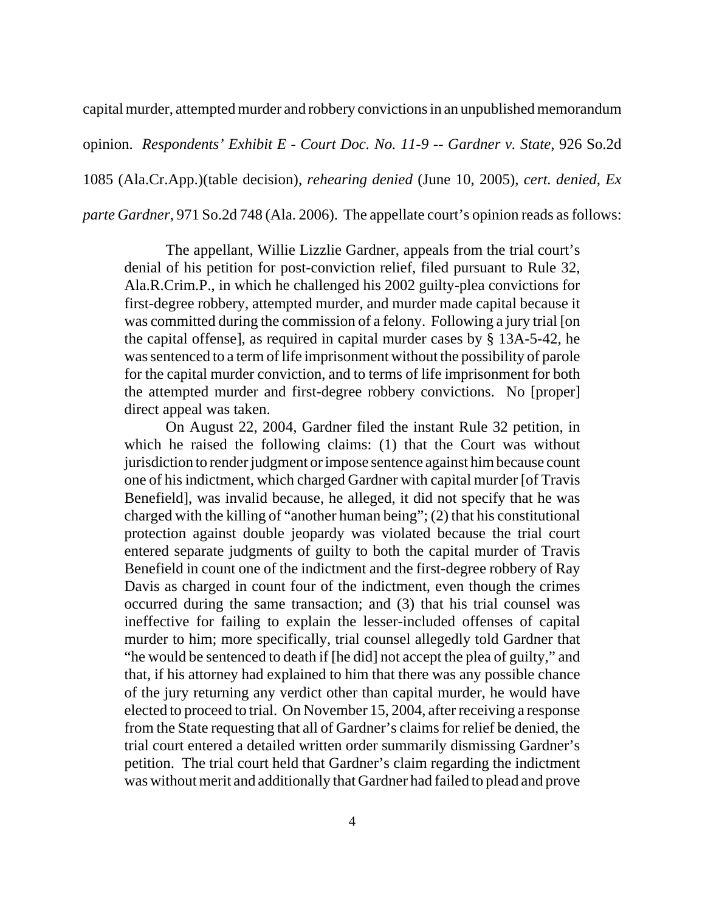capital murder, attempted murder and robbery convictions in an unpublished memorandum opinion. *Respondents' Exhibit E - Court Doc. No. 11-9 -- Gardner v. State*, 926 So.2d 1085 (Ala.Cr.App.)(table decision), *rehearing denied* (June 10, 2005), *cert. denied*, *Ex parte Gardner*, 971 So.2d 748 (Ala. 2006). The appellate court's opinion reads as follows:

> The appellant, Willie Lizzlie Gardner, appeals from the trial court's denial of his petition for post-conviction relief, filed pursuant to Rule 32, Ala.R.Crim.P., in which he challenged his 2002 guilty-plea convictions for first-degree robbery, attempted murder, and murder made capital because it was committed during the commission of a felony. Following a jury trial [on the capital offense], as required in capital murder cases by § 13A-5-42, he was sentenced to a term of life imprisonment without the possibility of parole for the capital murder conviction, and to terms of life imprisonment for both the attempted murder and first-degree robbery convictions. No [proper] direct appeal was taken.
>
> On August 22, 2004, Gardner filed the instant Rule 32 petition, in which he raised the following claims: (1) that the Court was without jurisdiction to render judgment or impose sentence against him because count one of his indictment, which charged Gardner with capital murder [of Travis Benefield], was invalid because, he alleged, it did not specify that he was charged with the killing of "another human being"; (2) that his constitutional protection against double jeopardy was violated because the trial court entered separate judgments of guilty to both the capital murder of Travis Benefield in count one of the indictment and the first-degree robbery of Ray Davis as charged in count four of the indictment, even though the crimes occurred during the same transaction; and (3) that his trial counsel was ineffective for failing to explain the lesser-included offenses of capital murder to him; more specifically, trial counsel allegedly told Gardner that "he would be sentenced to death if [he did] not accept the plea of guilty," and that, if his attorney had explained to him that there was any possible chance of the jury returning any verdict other than capital murder, he would have elected to proceed to trial. On November 15, 2004, after receiving a response from the State requesting that all of Gardner's claims for relief be denied, the trial court entered a detailed written order summarily dismissing Gardner's petition. The trial court held that Gardner's claim regarding the indictment was without merit and additionally that Gardner had failed to plead and prove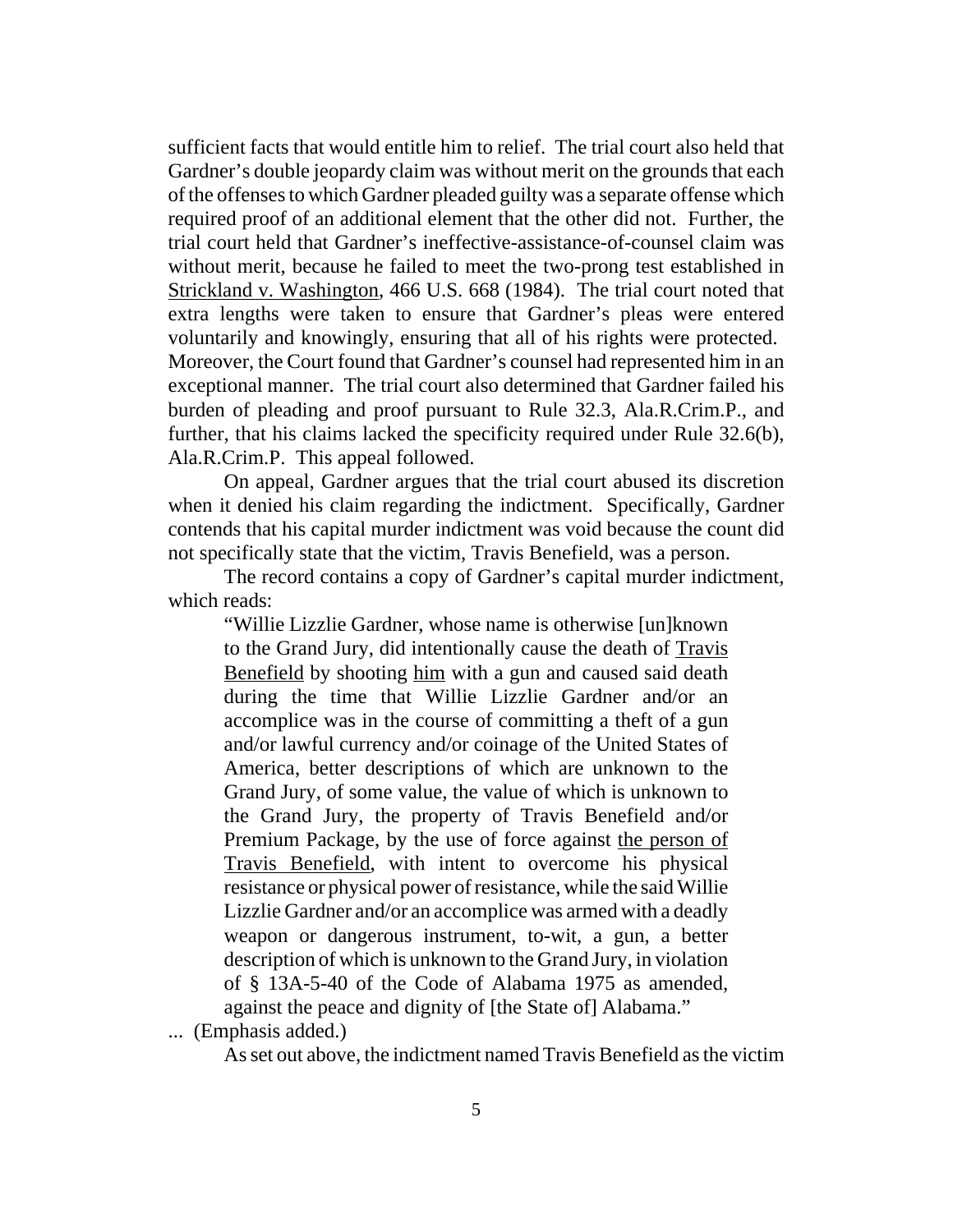sufficient facts that would entitle him to relief. The trial court also held that Gardner's double jeopardy claim was without merit on the grounds that each of the offenses to which Gardner pleaded guilty was a separate offense which required proof of an additional element that the other did not. Further, the trial court held that Gardner's ineffective-assistance-of-counsel claim was without merit, because he failed to meet the two-prong test established in Strickland v. Washington, 466 U.S. 668 (1984). The trial court noted that extra lengths were taken to ensure that Gardner's pleas were entered voluntarily and knowingly, ensuring that all of his rights were protected. Moreover, the Court found that Gardner's counsel had represented him in an exceptional manner. The trial court also determined that Gardner failed his burden of pleading and proof pursuant to Rule 32.3, Ala.R.Crim.P., and further, that his claims lacked the specificity required under Rule 32.6(b), Ala.R.Crim.P. This appeal followed.

On appeal, Gardner argues that the trial court abused its discretion when it denied his claim regarding the indictment. Specifically, Gardner contends that his capital murder indictment was void because the count did not specifically state that the victim, Travis Benefield, was a person.

The record contains a copy of Gardner's capital murder indictment, which reads:

> "Willie Lizzlie Gardner, whose name is otherwise [un]known to the Grand Jury, did intentionally cause the death of Travis Benefield by shooting him with a gun and caused said death during the time that Willie Lizzlie Gardner and/or an accomplice was in the course of committing a theft of a gun and/or lawful currency and/or coinage of the United States of America, better descriptions of which are unknown to the Grand Jury, of some value, the value of which is unknown to the Grand Jury, the property of Travis Benefield and/or Premium Package, by the use of force against the person of Travis Benefield, with intent to overcome his physical resistance or physical power of resistance, while the said Willie Lizzlie Gardner and/or an accomplice was armed with a deadly weapon or dangerous instrument, to-wit, a gun, a better description of which is unknown to the Grand Jury, in violation of § 13A-5-40 of the Code of Alabama 1975 as amended, against the peace and dignity of [the State of] Alabama."

... (Emphasis added.)

As set out above, the indictment named Travis Benefield as the victim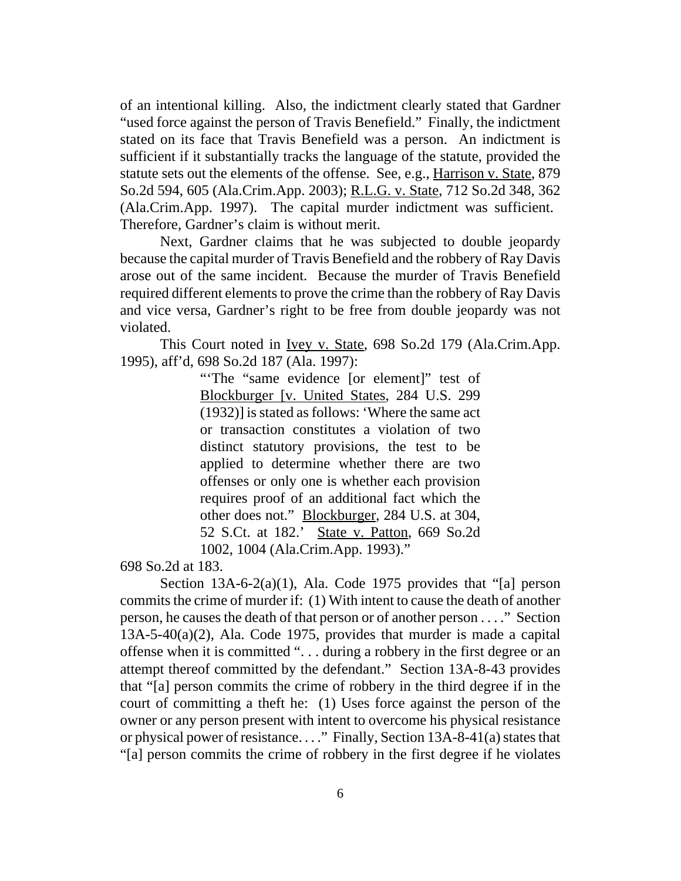of an intentional killing. Also, the indictment clearly stated that Gardner "used force against the person of Travis Benefield." Finally, the indictment stated on its face that Travis Benefield was a person. An indictment is sufficient if it substantially tracks the language of the statute, provided the statute sets out the elements of the offense. See, e.g., Harrison v. State, 879 So.2d 594, 605 (Ala.Crim.App. 2003); R.L.G. v. State, 712 So.2d 348, 362 (Ala.Crim.App. 1997). The capital murder indictment was sufficient. Therefore, Gardner's claim is without merit.

Next, Gardner claims that he was subjected to double jeopardy because the capital murder of Travis Benefield and the robbery of Ray Davis arose out of the same incident. Because the murder of Travis Benefield required different elements to prove the crime than the robbery of Ray Davis and vice versa, Gardner's right to be free from double jeopardy was not violated.

This Court noted in Ivey v. State, 698 So.2d 179 (Ala.Crim.App. 1995), aff'd, 698 So.2d 187 (Ala. 1997):

> "'The "same evidence [or element]" test of Blockburger [v. United States, 284 U.S. 299 (1932)] is stated as follows: 'Where the same act or transaction constitutes a violation of two distinct statutory provisions, the test to be applied to determine whether there are two offenses or only one is whether each provision requires proof of an additional fact which the other does not." Blockburger, 284 U.S. at 304, 52 S.Ct. at 182.' State v. Patton, 669 So.2d 1002, 1004 (Ala.Crim.App. 1993)."

698 So.2d at 183.

Section 13A-6-2(a)(1), Ala. Code 1975 provides that "[a] person commits the crime of murder if: (1) With intent to cause the death of another person, he causes the death of that person or of another person . . . ." Section 13A-5-40(a)(2), Ala. Code 1975, provides that murder is made a capital offense when it is committed ". . . during a robbery in the first degree or an attempt thereof committed by the defendant." Section 13A-8-43 provides that "[a] person commits the crime of robbery in the third degree if in the court of committing a theft he: (1) Uses force against the person of the owner or any person present with intent to overcome his physical resistance or physical power of resistance. . . ." Finally, Section 13A-8-41(a) states that "[a] person commits the crime of robbery in the first degree if he violates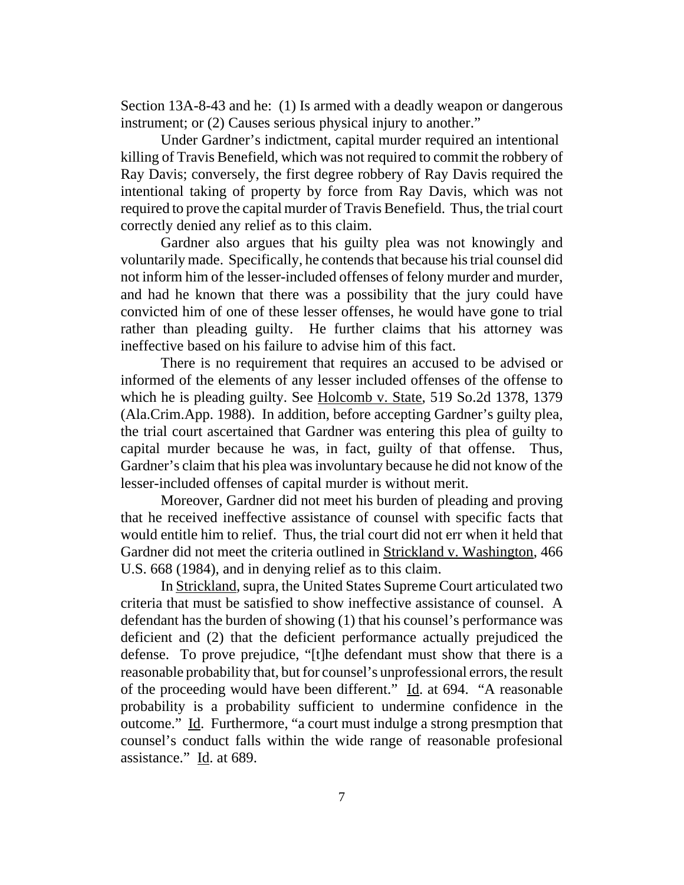Section 13A-8-43 and he: (1) Is armed with a deadly weapon or dangerous instrument; or (2) Causes serious physical injury to another."

Under Gardner's indictment, capital murder required an intentional killing of Travis Benefield, which was not required to commit the robbery of Ray Davis; conversely, the first degree robbery of Ray Davis required the intentional taking of property by force from Ray Davis, which was not required to prove the capital murder of Travis Benefield. Thus, the trial court correctly denied any relief as to this claim.

Gardner also argues that his guilty plea was not knowingly and voluntarily made. Specifically, he contends that because his trial counsel did not inform him of the lesser-included offenses of felony murder and murder, and had he known that there was a possibility that the jury could have convicted him of one of these lesser offenses, he would have gone to trial rather than pleading guilty. He further claims that his attorney was ineffective based on his failure to advise him of this fact.

There is no requirement that requires an accused to be advised or informed of the elements of any lesser included offenses of the offense to which he is pleading guilty. See Holcomb v. State, 519 So.2d 1378, 1379 (Ala.Crim.App. 1988). In addition, before accepting Gardner's guilty plea, the trial court ascertained that Gardner was entering this plea of guilty to capital murder because he was, in fact, guilty of that offense. Thus, Gardner's claim that his plea was involuntary because he did not know of the lesser-included offenses of capital murder is without merit.

Moreover, Gardner did not meet his burden of pleading and proving that he received ineffective assistance of counsel with specific facts that would entitle him to relief. Thus, the trial court did not err when it held that Gardner did not meet the criteria outlined in Strickland v. Washington, 466 U.S. 668 (1984), and in denying relief as to this claim.

In Strickland, supra, the United States Supreme Court articulated two criteria that must be satisfied to show ineffective assistance of counsel. A defendant has the burden of showing (1) that his counsel's performance was deficient and (2) that the deficient performance actually prejudiced the defense. To prove prejudice, "[t]he defendant must show that there is a reasonable probability that, but for counsel's unprofessional errors, the result of the proceeding would have been different." Id. at 694. "A reasonable probability is a probability sufficient to undermine confidence in the outcome." Id. Furthermore, "a court must indulge a strong presmption that counsel's conduct falls within the wide range of reasonable profesional assistance." Id. at 689.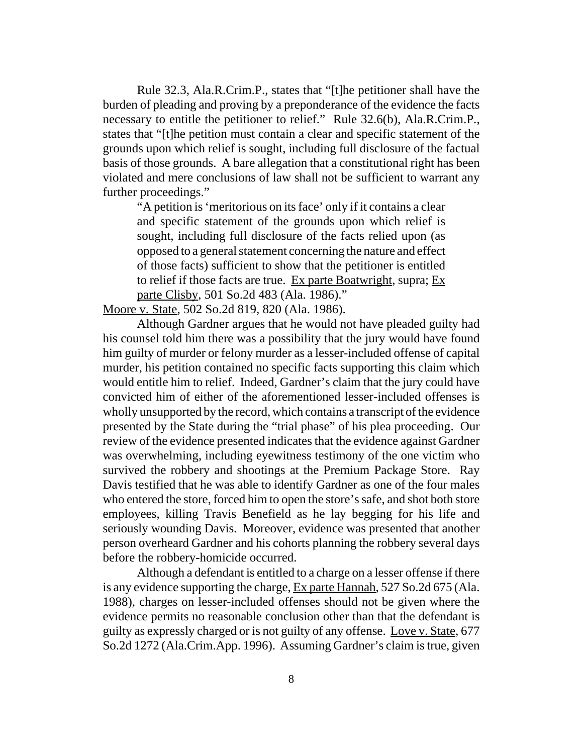Rule 32.3, Ala.R.Crim.P., states that "[t]he petitioner shall have the burden of pleading and proving by a preponderance of the evidence the facts necessary to entitle the petitioner to relief." Rule 32.6(b), Ala.R.Crim.P., states that "[t]he petition must contain a clear and specific statement of the grounds upon which relief is sought, including full disclosure of the factual basis of those grounds. A bare allegation that a constitutional right has been violated and mere conclusions of law shall not be sufficient to warrant any further proceedings."

> "A petition is 'meritorious on its face' only if it contains a clear and specific statement of the grounds upon which relief is sought, including full disclosure of the facts relied upon (as opposed to a general statement concerning the nature and effect of those facts) sufficient to show that the petitioner is entitled to relief if those facts are true. Ex parte Boatwright, supra; Ex parte Clisby, 501 So.2d 483 (Ala. 1986)."

Moore v. State, 502 So.2d 819, 820 (Ala. 1986).

Although Gardner argues that he would not have pleaded guilty had his counsel told him there was a possibility that the jury would have found him guilty of murder or felony murder as a lesser-included offense of capital murder, his petition contained no specific facts supporting this claim which would entitle him to relief. Indeed, Gardner's claim that the jury could have convicted him of either of the aforementioned lesser-included offenses is wholly unsupported by the record, which contains a transcript of the evidence presented by the State during the "trial phase" of his plea proceeding. Our review of the evidence presented indicates that the evidence against Gardner was overwhelming, including eyewitness testimony of the one victim who survived the robbery and shootings at the Premium Package Store. Ray Davis testified that he was able to identify Gardner as one of the four males who entered the store, forced him to open the store's safe, and shot both store employees, killing Travis Benefield as he lay begging for his life and seriously wounding Davis. Moreover, evidence was presented that another person overheard Gardner and his cohorts planning the robbery several days before the robbery-homicide occurred.

Although a defendant is entitled to a charge on a lesser offense if there is any evidence supporting the charge, Ex parte Hannah, 527 So.2d 675 (Ala. 1988), charges on lesser-included offenses should not be given where the evidence permits no reasonable conclusion other than that the defendant is guilty as expressly charged or is not guilty of any offense. Love v. State, 677 So.2d 1272 (Ala.Crim.App. 1996). Assuming Gardner's claim is true, given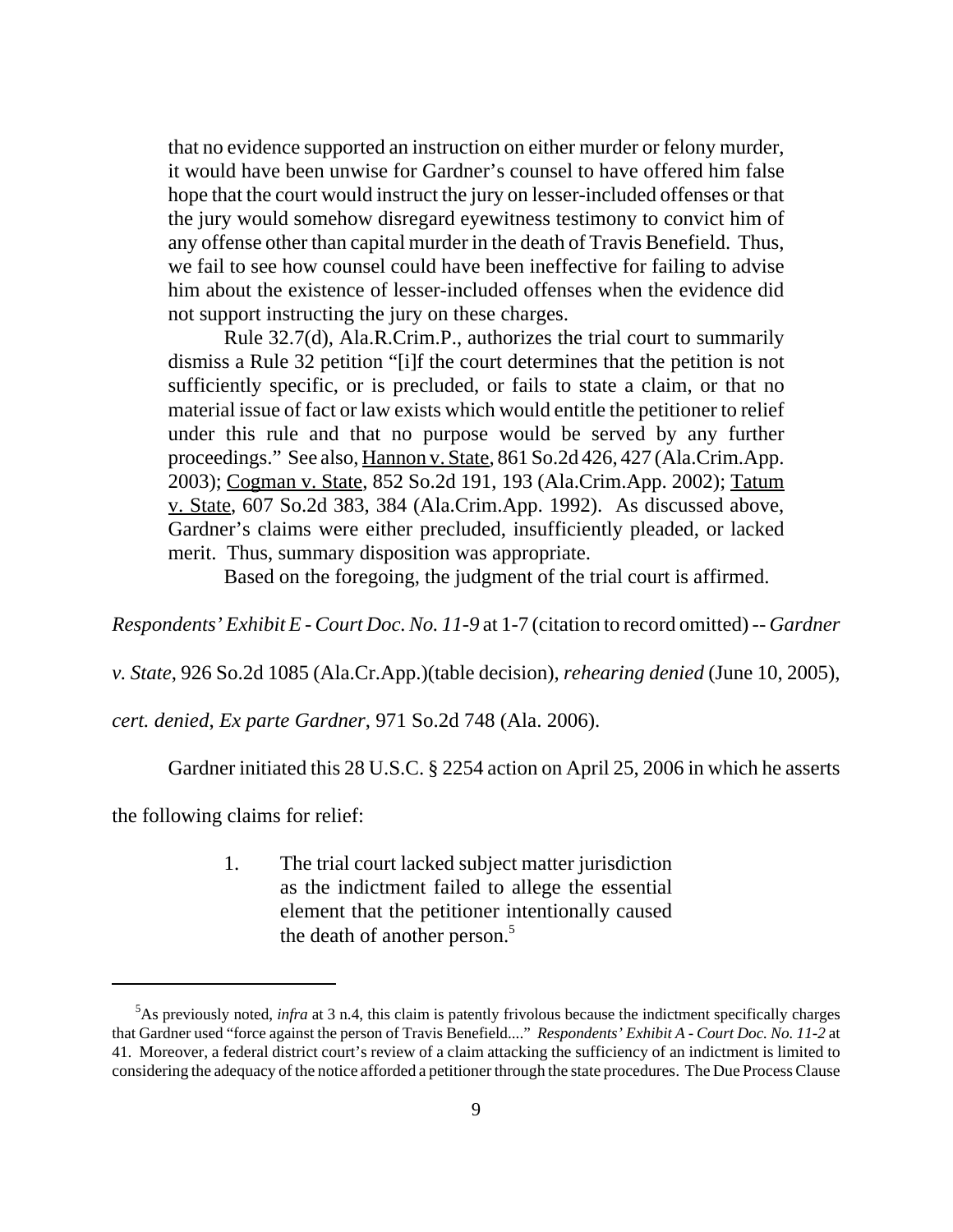that no evidence supported an instruction on either murder or felony murder, it would have been unwise for Gardner's counsel to have offered him false hope that the court would instruct the jury on lesser-included offenses or that the jury would somehow disregard eyewitness testimony to convict him of any offense other than capital murder in the death of Travis Benefield. Thus, we fail to see how counsel could have been ineffective for failing to advise him about the existence of lesser-included offenses when the evidence did not support instructing the jury on these charges.

Rule 32.7(d), Ala.R.Crim.P., authorizes the trial court to summarily dismiss a Rule 32 petition "[i]f the court determines that the petition is not sufficiently specific, or is precluded, or fails to state a claim, or that no material issue of fact or law exists which would entitle the petitioner to relief under this rule and that no purpose would be served by any further proceedings." See also, Hannon v. State, 861 So.2d 426, 427 (Ala.Crim.App. 2003); Cogman v. State, 852 So.2d 191, 193 (Ala.Crim.App. 2002); Tatum v. State, 607 So.2d 383, 384 (Ala.Crim.App. 1992). As discussed above, Gardner's claims were either precluded, insufficiently pleaded, or lacked merit. Thus, summary disposition was appropriate.

Based on the foregoing, the judgment of the trial court is affirmed.

*Respondents' Exhibit E - Court Doc. No. 11-9* at 1-7 (citation to record omitted) -- *Gardner v. State*, 926 So.2d 1085 (Ala.Cr.App.)(table decision), *rehearing denied* (June 10, 2005), *cert. denied*, *Ex parte Gardner*, 971 So.2d 748 (Ala. 2006).

Gardner initiated this 28 U.S.C. § 2254 action on April 25, 2006 in which he asserts the following claims for relief:

1. The trial court lacked subject matter jurisdiction as the indictment failed to allege the essential element that the petitioner intentionally caused the death of another person.[5]

---

[5]As previously noted, *infra* at 3 n.4, this claim is patently frivolous because the indictment specifically charges that Gardner used "force against the person of Travis Benefield...." *Respondents' Exhibit A - Court Doc. No. 11-2* at 41. Moreover, a federal district court's review of a claim attacking the sufficiency of an indictment is limited to considering the adequacy of the notice afforded a petitioner through the state procedures. The Due Process Clause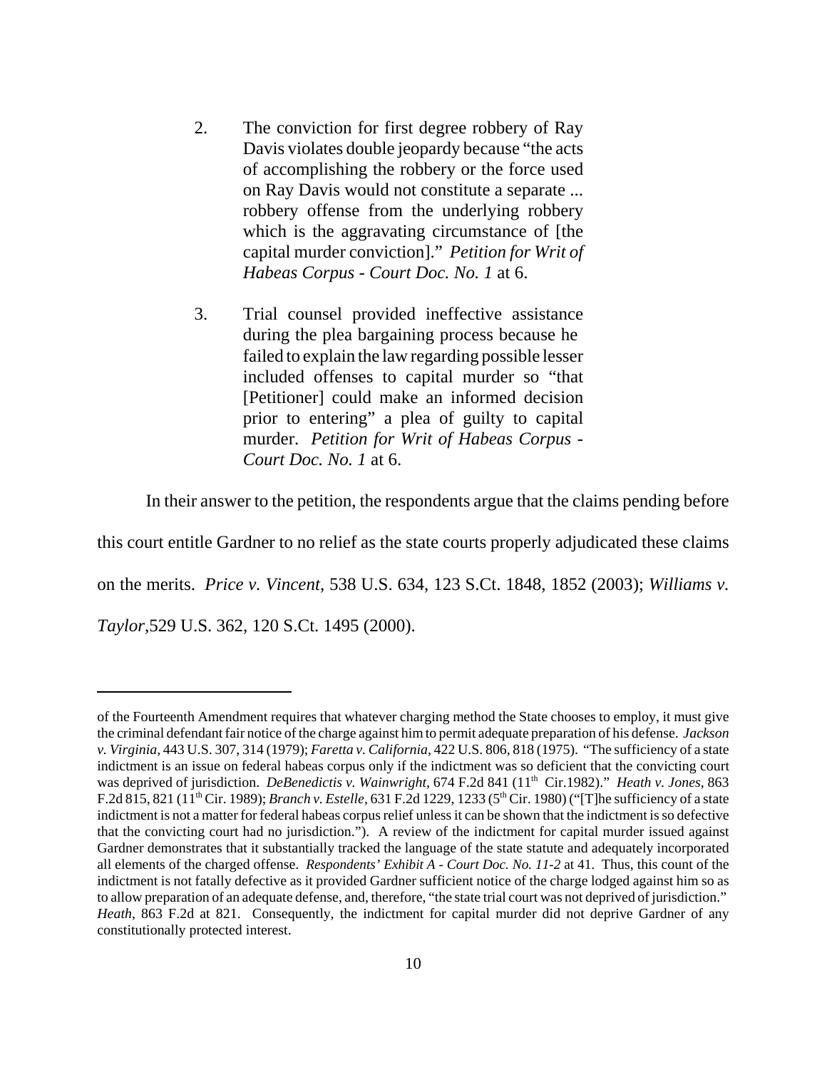2. The conviction for first degree robbery of Ray Davis violates double jeopardy because "the acts of accomplishing the robbery or the force used on Ray Davis would not constitute a separate ... robbery offense from the underlying robbery which is the aggravating circumstance of [the capital murder conviction]." *Petition for Writ of Habeas Corpus - Court Doc. No. 1* at 6.

3. Trial counsel provided ineffective assistance during the plea bargaining process because he failed to explain the law regarding possible lesser included offenses to capital murder so "that [Petitioner] could make an informed decision prior to entering" a plea of guilty to capital murder. *Petition for Writ of Habeas Corpus - Court Doc. No. 1* at 6.

In their answer to the petition, the respondents argue that the claims pending before this court entitle Gardner to no relief as the state courts properly adjudicated these claims on the merits. *Price v. Vincent*, 538 U.S. 634, 123 S.Ct. 1848, 1852 (2003); *Williams v. Taylor*,529 U.S. 362, 120 S.Ct. 1495 (2000).

---

of the Fourteenth Amendment requires that whatever charging method the State chooses to employ, it must give the criminal defendant fair notice of the charge against him to permit adequate preparation of his defense. *Jackson v. Virginia*, 443 U.S. 307, 314 (1979); *Faretta v. California*, 422 U.S. 806, 818 (1975). "The sufficiency of a state indictment is an issue on federal habeas corpus only if the indictment was so deficient that the convicting court was deprived of jurisdiction. *DeBenedictis v. Wainwright*, 674 F.2d 841 (11th Cir.1982)." *Heath v. Jones*, 863 F.2d 815, 821 (11th Cir. 1989); *Branch v. Estelle*, 631 F.2d 1229, 1233 (5th Cir. 1980) ("[T]he sufficiency of a state indictment is not a matter for federal habeas corpus relief unless it can be shown that the indictment is so defective that the convicting court had no jurisdiction."). A review of the indictment for capital murder issued against Gardner demonstrates that it substantially tracked the language of the state statute and adequately incorporated all elements of the charged offense. *Respondents' Exhibit A - Court Doc. No. 11-2* at 41. Thus, this count of the indictment is not fatally defective as it provided Gardner sufficient notice of the charge lodged against him so as to allow preparation of an adequate defense, and, therefore, "the state trial court was not deprived of jurisdiction." *Heath*, 863 F.2d at 821. Consequently, the indictment for capital murder did not deprive Gardner of any constitutionally protected interest.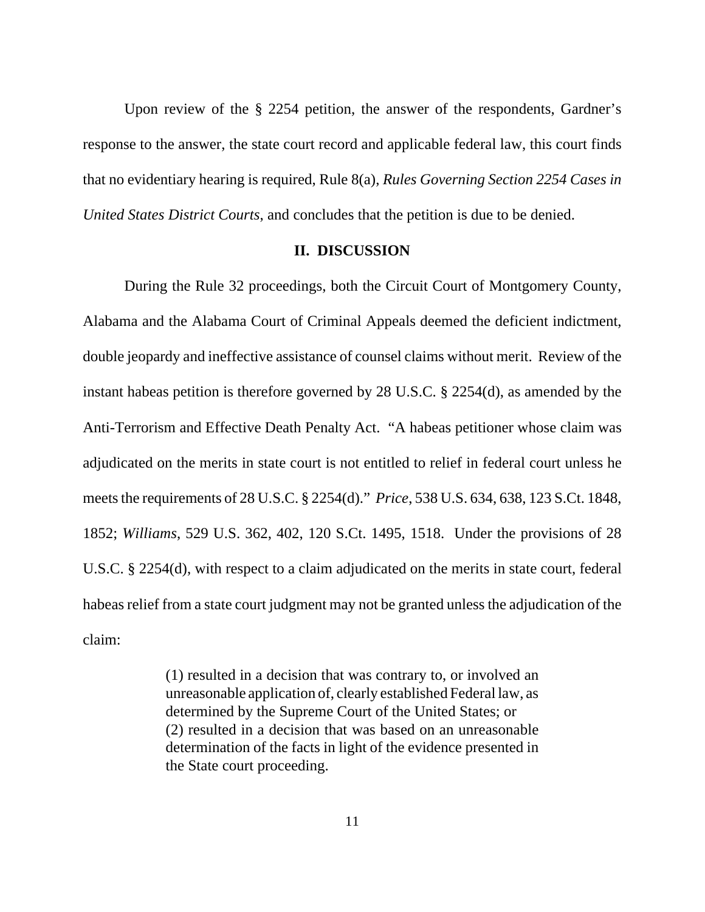Upon review of the § 2254 petition, the answer of the respondents, Gardner's response to the answer, the state court record and applicable federal law, this court finds that no evidentiary hearing is required, Rule 8(a), *Rules Governing Section 2254 Cases in United States District Courts*, and concludes that the petition is due to be denied.

## II. DISCUSSION

During the Rule 32 proceedings, both the Circuit Court of Montgomery County, Alabama and the Alabama Court of Criminal Appeals deemed the deficient indictment, double jeopardy and ineffective assistance of counsel claims without merit. Review of the instant habeas petition is therefore governed by 28 U.S.C. § 2254(d), as amended by the Anti-Terrorism and Effective Death Penalty Act. "A habeas petitioner whose claim was adjudicated on the merits in state court is not entitled to relief in federal court unless he meets the requirements of 28 U.S.C. § 2254(d)." *Price*, 538 U.S. 634, 638, 123 S.Ct. 1848, 1852; *Williams*, 529 U.S. 362, 402, 120 S.Ct. 1495, 1518. Under the provisions of 28 U.S.C. § 2254(d), with respect to a claim adjudicated on the merits in state court, federal habeas relief from a state court judgment may not be granted unless the adjudication of the claim:

> (1) resulted in a decision that was contrary to, or involved an unreasonable application of, clearly established Federal law, as determined by the Supreme Court of the United States; or
> (2) resulted in a decision that was based on an unreasonable determination of the facts in light of the evidence presented in the State court proceeding.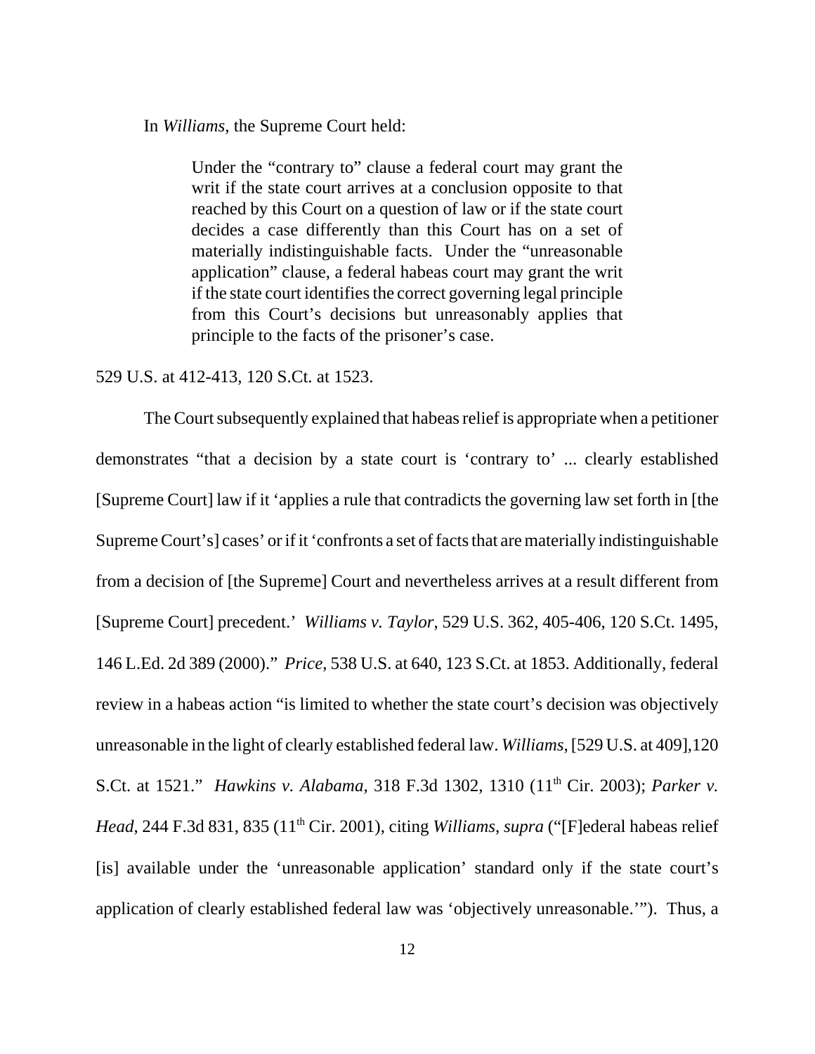In *Williams*, the Supreme Court held:

> Under the "contrary to" clause a federal court may grant the writ if the state court arrives at a conclusion opposite to that reached by this Court on a question of law or if the state court decides a case differently than this Court has on a set of materially indistinguishable facts. Under the "unreasonable application" clause, a federal habeas court may grant the writ if the state court identifies the correct governing legal principle from this Court's decisions but unreasonably applies that principle to the facts of the prisoner's case.

529 U.S. at 412-413, 120 S.Ct. at 1523.

The Court subsequently explained that habeas relief is appropriate when a petitioner demonstrates "that a decision by a state court is 'contrary to' ... clearly established [Supreme Court] law if it 'applies a rule that contradicts the governing law set forth in [the Supreme Court's] cases' or if it 'confronts a set of facts that are materially indistinguishable from a decision of [the Supreme] Court and nevertheless arrives at a result different from [Supreme Court] precedent.' *Williams v. Taylor*, 529 U.S. 362, 405-406, 120 S.Ct. 1495, 146 L.Ed. 2d 389 (2000)." *Price*, 538 U.S. at 640, 123 S.Ct. at 1853. Additionally, federal review in a habeas action "is limited to whether the state court's decision was objectively unreasonable in the light of clearly established federal law. *Williams*, [529 U.S. at 409],120 S.Ct. at 1521." *Hawkins v. Alabama*, 318 F.3d 1302, 1310 (11th Cir. 2003); *Parker v. Head*, 244 F.3d 831, 835 (11th Cir. 2001), citing *Williams*, *supra* ("[F]ederal habeas relief [is] available under the 'unreasonable application' standard only if the state court's application of clearly established federal law was 'objectively unreasonable.'"). Thus, a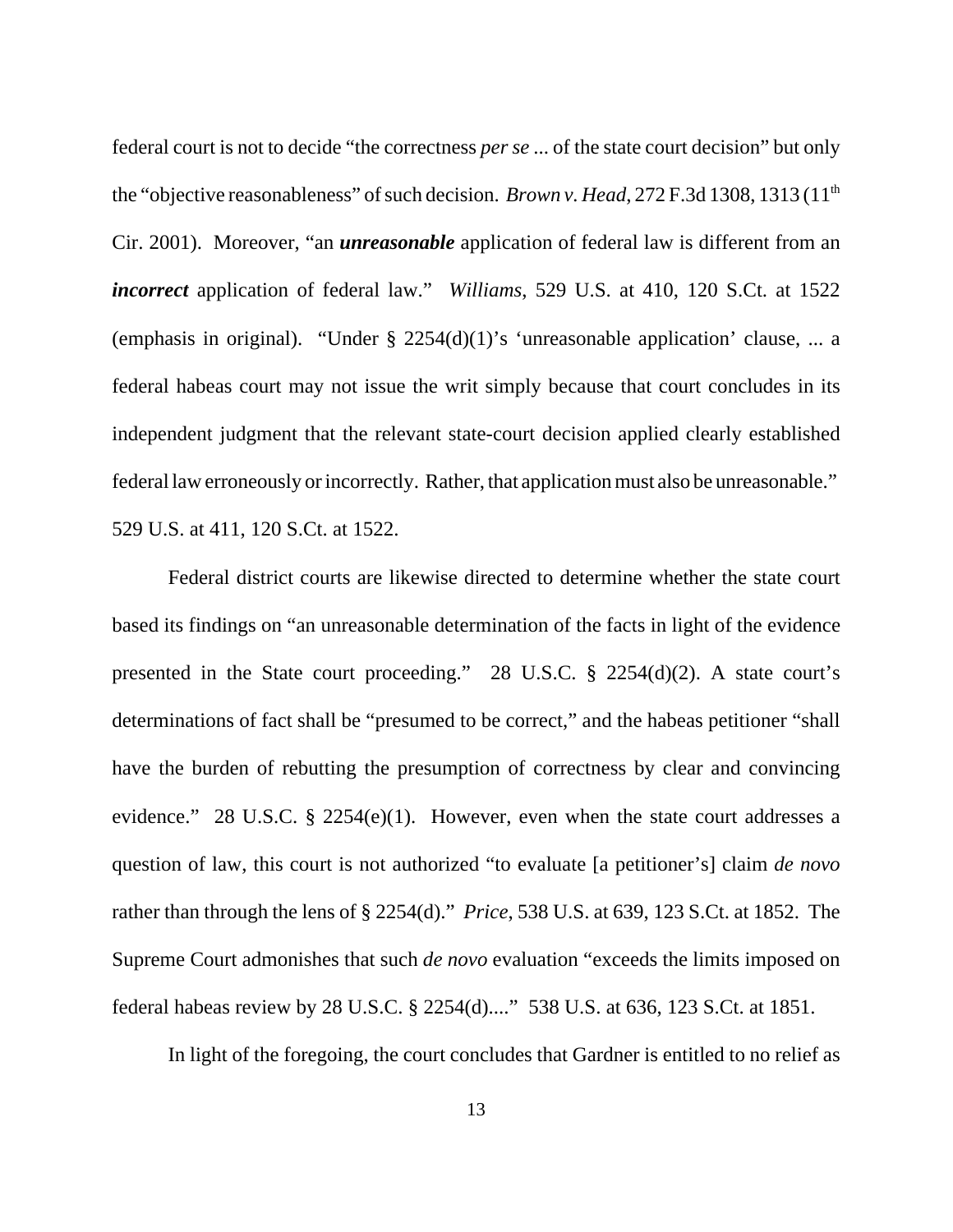federal court is not to decide "the correctness *per se* ... of the state court decision" but only the "objective reasonableness" of such decision. *Brown v. Head*, 272 F.3d 1308, 1313 (11th Cir. 2001). Moreover, "an ***unreasonable*** application of federal law is different from an ***incorrect*** application of federal law." *Williams*, 529 U.S. at 410, 120 S.Ct. at 1522 (emphasis in original). "Under § 2254(d)(1)'s 'unreasonable application' clause, ... a federal habeas court may not issue the writ simply because that court concludes in its independent judgment that the relevant state-court decision applied clearly established federal law erroneously or incorrectly. Rather, that application must also be unreasonable." 529 U.S. at 411, 120 S.Ct. at 1522.

Federal district courts are likewise directed to determine whether the state court based its findings on "an unreasonable determination of the facts in light of the evidence presented in the State court proceeding." 28 U.S.C. § 2254(d)(2). A state court's determinations of fact shall be "presumed to be correct," and the habeas petitioner "shall have the burden of rebutting the presumption of correctness by clear and convincing evidence." 28 U.S.C. § 2254(e)(1). However, even when the state court addresses a question of law, this court is not authorized "to evaluate [a petitioner's] claim *de novo* rather than through the lens of § 2254(d)." *Price*, 538 U.S. at 639, 123 S.Ct. at 1852. The Supreme Court admonishes that such *de novo* evaluation "exceeds the limits imposed on federal habeas review by 28 U.S.C. § 2254(d)...." 538 U.S. at 636, 123 S.Ct. at 1851.

In light of the foregoing, the court concludes that Gardner is entitled to no relief as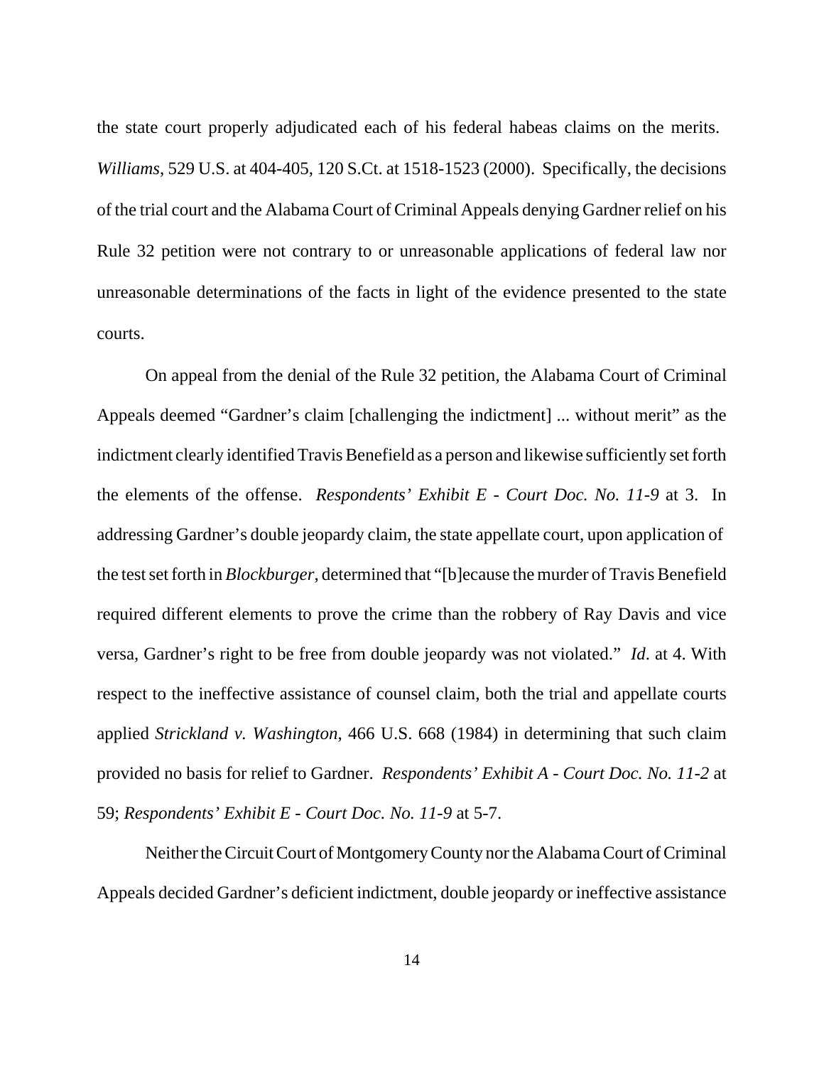the state court properly adjudicated each of his federal habeas claims on the merits. *Williams*, 529 U.S. at 404-405, 120 S.Ct. at 1518-1523 (2000). Specifically, the decisions of the trial court and the Alabama Court of Criminal Appeals denying Gardner relief on his Rule 32 petition were not contrary to or unreasonable applications of federal law nor unreasonable determinations of the facts in light of the evidence presented to the state courts.

On appeal from the denial of the Rule 32 petition, the Alabama Court of Criminal Appeals deemed "Gardner's claim [challenging the indictment] ... without merit" as the indictment clearly identified Travis Benefield as a person and likewise sufficiently set forth the elements of the offense. *Respondents' Exhibit E - Court Doc. No. 11-9* at 3. In addressing Gardner's double jeopardy claim, the state appellate court, upon application of the test set forth in *Blockburger*, determined that "[b]ecause the murder of Travis Benefield required different elements to prove the crime than the robbery of Ray Davis and vice versa, Gardner's right to be free from double jeopardy was not violated." *Id*. at 4. With respect to the ineffective assistance of counsel claim, both the trial and appellate courts applied *Strickland v. Washington*, 466 U.S. 668 (1984) in determining that such claim provided no basis for relief to Gardner. *Respondents' Exhibit A - Court Doc. No. 11-2* at 59; *Respondents' Exhibit E - Court Doc. No. 11-9* at 5-7.

Neither the Circuit Court of Montgomery County nor the Alabama Court of Criminal Appeals decided Gardner's deficient indictment, double jeopardy or ineffective assistance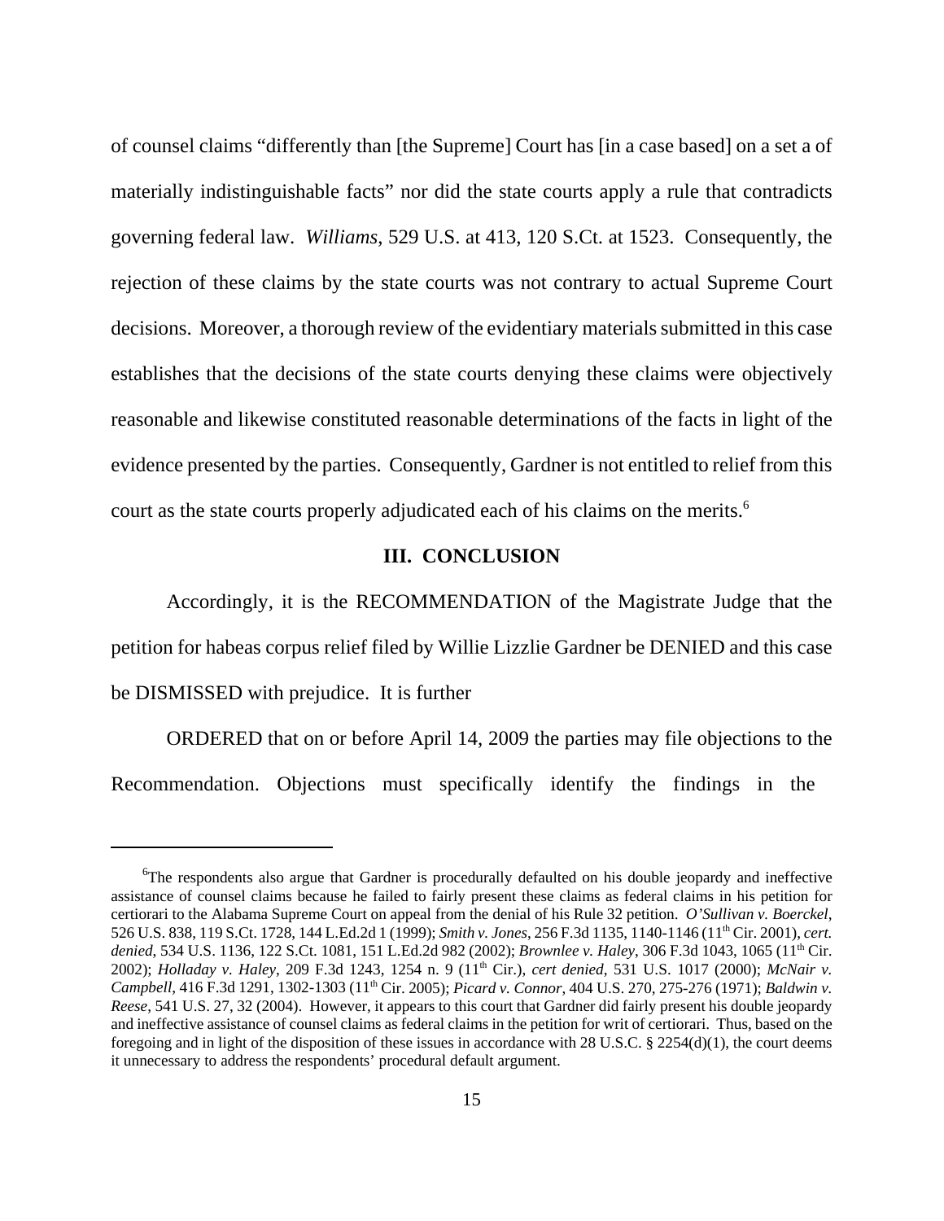of counsel claims "differently than [the Supreme] Court has [in a case based] on a set a of materially indistinguishable facts" nor did the state courts apply a rule that contradicts governing federal law. *Williams*, 529 U.S. at 413, 120 S.Ct. at 1523. Consequently, the rejection of these claims by the state courts was not contrary to actual Supreme Court decisions. Moreover, a thorough review of the evidentiary materials submitted in this case establishes that the decisions of the state courts denying these claims were objectively reasonable and likewise constituted reasonable determinations of the facts in light of the evidence presented by the parties. Consequently, Gardner is not entitled to relief from this court as the state courts properly adjudicated each of his claims on the merits.[6]

## III. CONCLUSION

Accordingly, it is the RECOMMENDATION of the Magistrate Judge that the petition for habeas corpus relief filed by Willie Lizzlie Gardner be DENIED and this case be DISMISSED with prejudice. It is further

ORDERED that on or before April 14, 2009 the parties may file objections to the Recommendation. Objections must specifically identify the findings in the

---

[6]The respondents also argue that Gardner is procedurally defaulted on his double jeopardy and ineffective assistance of counsel claims because he failed to fairly present these claims as federal claims in his petition for certiorari to the Alabama Supreme Court on appeal from the denial of his Rule 32 petition. *O'Sullivan v. Boerckel*, 526 U.S. 838, 119 S.Ct. 1728, 144 L.Ed.2d 1 (1999); *Smith v. Jones*, 256 F.3d 1135, 1140-1146 (11th Cir. 2001), *cert. denied*, 534 U.S. 1136, 122 S.Ct. 1081, 151 L.Ed.2d 982 (2002); *Brownlee v. Haley*, 306 F.3d 1043, 1065 (11th Cir. 2002); *Holladay v. Haley*, 209 F.3d 1243, 1254 n. 9 (11th Cir.), *cert denied*, 531 U.S. 1017 (2000); *McNair v. Campbell*, 416 F.3d 1291, 1302-1303 (11th Cir. 2005); *Picard v. Connor*, 404 U.S. 270, 275-276 (1971); *Baldwin v. Reese*, 541 U.S. 27, 32 (2004). However, it appears to this court that Gardner did fairly present his double jeopardy and ineffective assistance of counsel claims as federal claims in the petition for writ of certiorari. Thus, based on the foregoing and in light of the disposition of these issues in accordance with 28 U.S.C. § 2254(d)(1), the court deems it unnecessary to address the respondents' procedural default argument.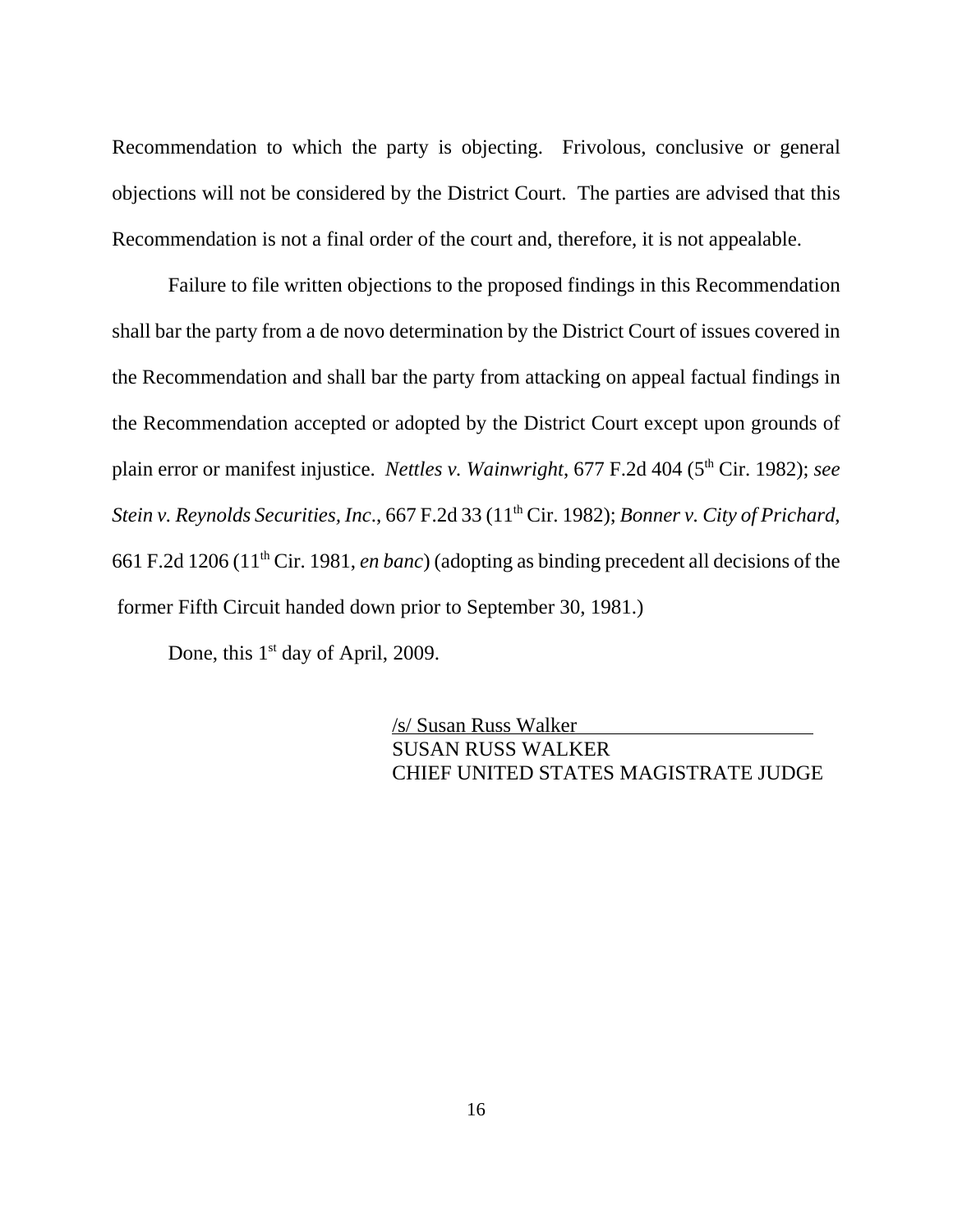Recommendation to which the party is objecting. Frivolous, conclusive or general objections will not be considered by the District Court. The parties are advised that this Recommendation is not a final order of the court and, therefore, it is not appealable.

Failure to file written objections to the proposed findings in this Recommendation shall bar the party from a de novo determination by the District Court of issues covered in the Recommendation and shall bar the party from attacking on appeal factual findings in the Recommendation accepted or adopted by the District Court except upon grounds of plain error or manifest injustice. *Nettles v. Wainwright*, 677 F.2d 404 (5th Cir. 1982); *see Stein v. Reynolds Securities, Inc.*, 667 F.2d 33 (11th Cir. 1982); *Bonner v. City of Prichard*, 661 F.2d 1206 (11th Cir. 1981, *en banc*) (adopting as binding precedent all decisions of the former Fifth Circuit handed down prior to September 30, 1981.)

Done, this 1st day of April, 2009.

/s/ Susan Russ Walker
SUSAN RUSS WALKER
CHIEF UNITED STATES MAGISTRATE JUDGE